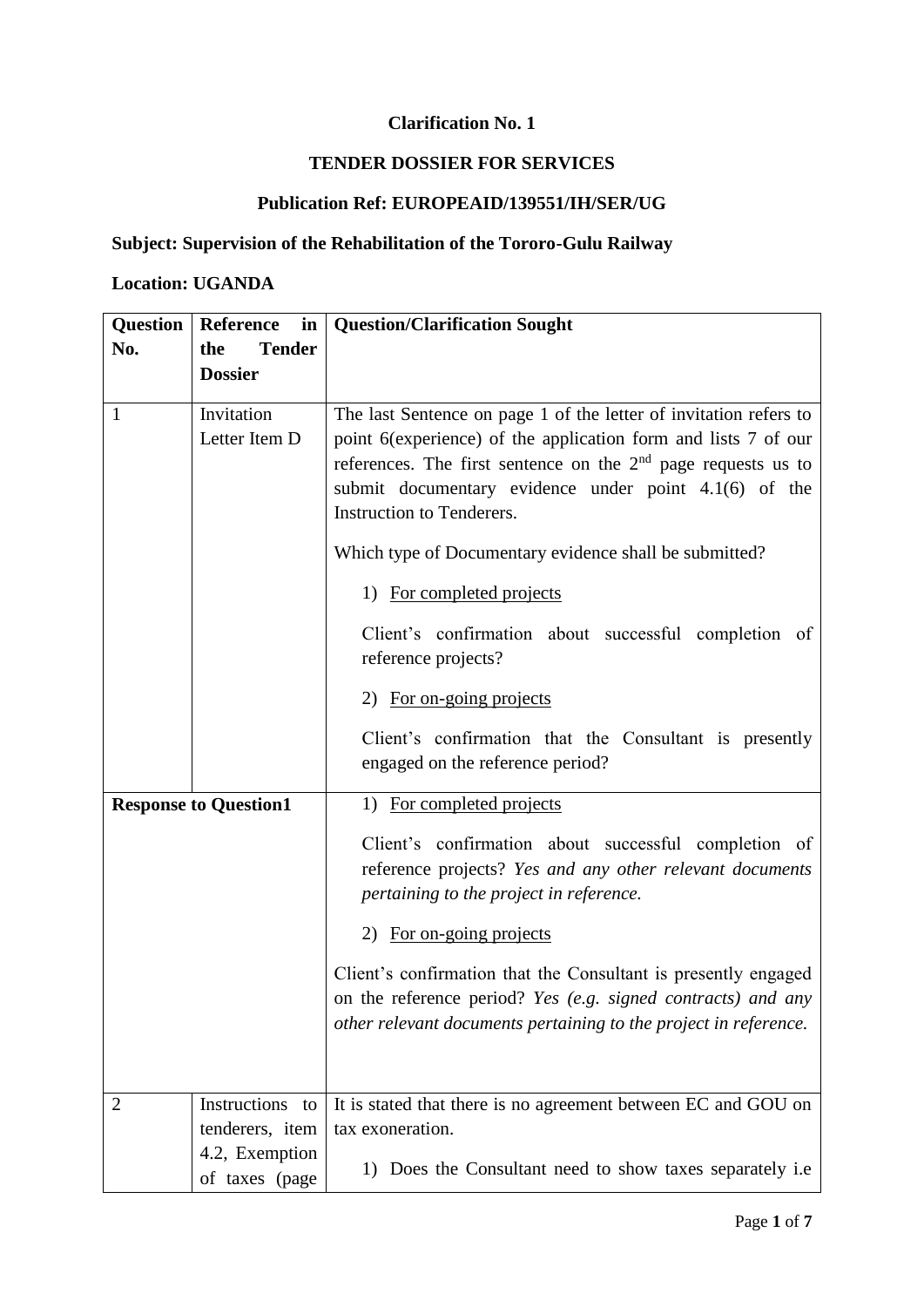**Clarification No. 1**

**TENDER DOSSIER FOR SERVICES**

**Publication Ref: EUROPEAID/139551/IH/SER/UG**

**Subject: Supervision of the Rehabilitation of the Tororo-Gulu Railway**

**Location: UGANDA**

| Question No. | Reference in the Tender Dossier | Question/Clarification Sought |
|---|---|---|
| 1 | Invitation Letter Item D | The last Sentence on page 1 of the letter of invitation refers to point 6(experience) of the application form and lists 7 of our references. The first sentence on the 2[nd] page requests us to submit documentary evidence under point 4.1(6) of the Instruction to Tenderers.<br><br>Which type of Documentary evidence shall be submitted?<br><br>1) <u>For completed projects</u><br><br>Client's confirmation about successful completion of reference projects?<br><br>2) <u>For on-going projects</u><br><br>Client's confirmation that the Consultant is presently engaged on the reference period? |
| **Response to Question1** | | 1) <u>For completed projects</u><br><br>Client's confirmation about successful completion of reference projects? *Yes and any other relevant documents pertaining to the project in reference.*<br><br>2) <u>For on-going projects</u><br><br>Client's confirmation that the Consultant is presently engaged on the reference period? *Yes (e.g. signed contracts) and any other relevant documents pertaining to the project in reference.* |
| 2 | Instructions to tenderers, item 4.2, Exemption of taxes (page | It is stated that there is no agreement between EC and GOU on tax exoneration.<br><br>1) Does the Consultant need to show taxes separately i.e |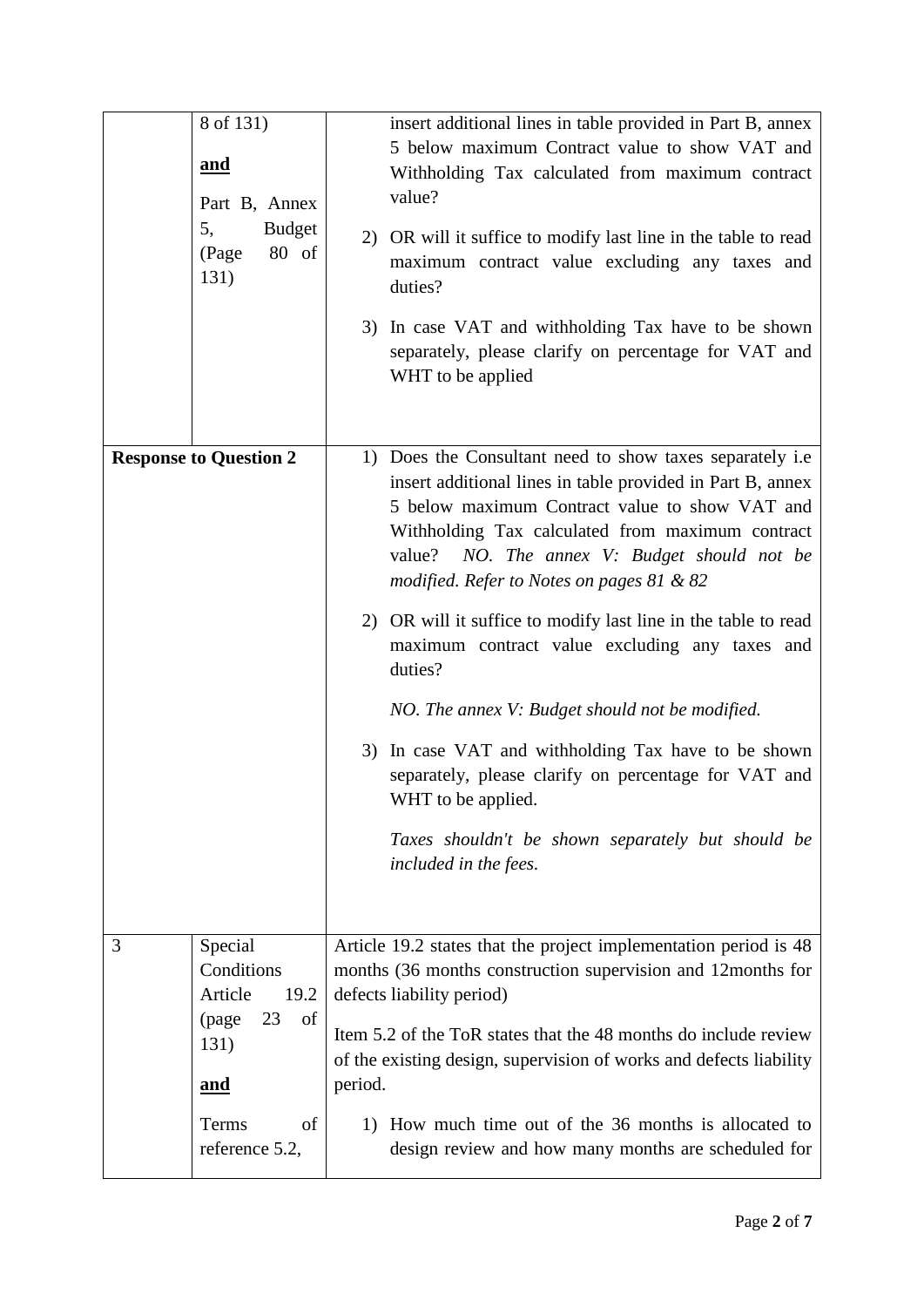| | | |
|---|---|---|
| | 8 of 131)<br><br>**and**<br><br>Part B, Annex 5, Budget (Page 80 of 131) | insert additional lines in table provided in Part B, annex 5 below maximum Contract value to show VAT and Withholding Tax calculated from maximum contract value?<br><br>2) OR will it suffice to modify last line in the table to read maximum contract value excluding any taxes and duties?<br><br>3) In case VAT and withholding Tax have to be shown separately, please clarify on percentage for VAT and WHT to be applied |
| **Response to Question 2** | | 1) Does the Consultant need to show taxes separately i.e insert additional lines in table provided in Part B, annex 5 below maximum Contract value to show VAT and Withholding Tax calculated from maximum contract value? *NO. The annex V: Budget should not be modified. Refer to Notes on pages 81 & 82*<br><br>2) OR will it suffice to modify last line in the table to read maximum contract value excluding any taxes and duties?<br><br>*NO. The annex V: Budget should not be modified.*<br><br>3) In case VAT and withholding Tax have to be shown separately, please clarify on percentage for VAT and WHT to be applied.<br><br>*Taxes shouldn't be shown separately but should be included in the fees.* |
| 3 | Special Conditions Article 19.2 (page 23 of 131)<br><br>**and**<br><br>Terms of reference 5.2, | Article 19.2 states that the project implementation period is 48 months (36 months construction supervision and 12months for defects liability period)<br><br>Item 5.2 of the ToR states that the 48 months do include review of the existing design, supervision of works and defects liability period.<br><br>1) How much time out of the 36 months is allocated to design review and how many months are scheduled for |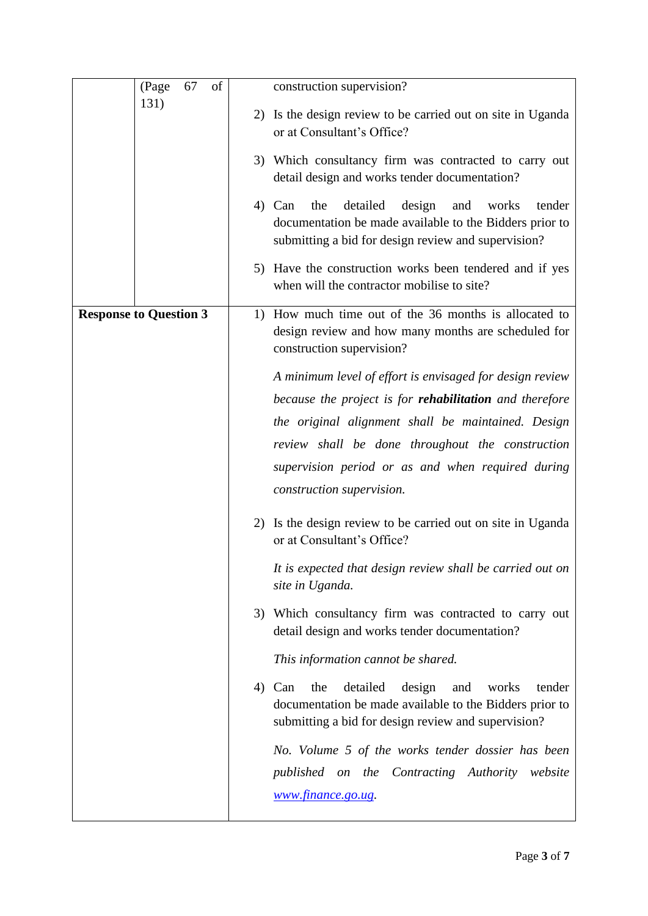| | (Page 67 of 131) | construction supervision?<br><br>2) Is the design review to be carried out on site in Uganda or at Consultant's Office?<br><br>3) Which consultancy firm was contracted to carry out detail design and works tender documentation?<br><br>4) Can the detailed design and works tender documentation be made available to the Bidders prior to submitting a bid for design review and supervision?<br><br>5) Have the construction works been tendered and if yes when will the contractor mobilise to site? |
|---|---|---|
| **Response to Question 3** | | 1) How much time out of the 36 months is allocated to design review and how many months are scheduled for construction supervision?<br><br>*A minimum level of effort is envisaged for design review because the project is for **rehabilitation** and therefore the original alignment shall be maintained. Design review shall be done throughout the construction supervision period or as and when required during construction supervision.*<br><br>2) Is the design review to be carried out on site in Uganda or at Consultant's Office?<br><br>*It is expected that design review shall be carried out on site in Uganda.*<br><br>3) Which consultancy firm was contracted to carry out detail design and works tender documentation?<br><br>*This information cannot be shared.*<br><br>4) Can the detailed design and works tender documentation be made available to the Bidders prior to submitting a bid for design review and supervision?<br><br>*No. Volume 5 of the works tender dossier has been published on the Contracting Authority website [www.finance.go.ug](www.finance.go.ug).* |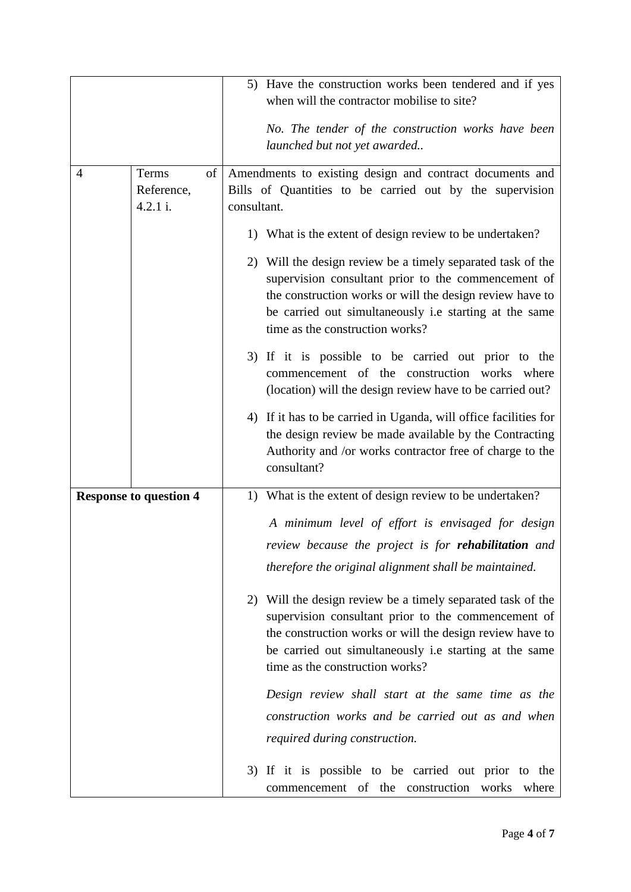| | | |
|---|---|---|
| | | 5) Have the construction works been tendered and if yes when will the contractor mobilise to site?<br><br>*No. The tender of the construction works have been launched but not yet awarded..* |
| 4 | Terms of Reference, 4.2.1 i. | Amendments to existing design and contract documents and Bills of Quantities to be carried out by the supervision consultant.<br><br>1) What is the extent of design review to be undertaken?<br><br>2) Will the design review be a timely separated task of the supervision consultant prior to the commencement of the construction works or will the design review have to be carried out simultaneously i.e starting at the same time as the construction works?<br><br>3) If it is possible to be carried out prior to the commencement of the construction works where (location) will the design review have to be carried out?<br><br>4) If it has to be carried in Uganda, will office facilities for the design review be made available by the Contracting Authority and /or works contractor free of charge to the consultant? |
| **Response to question 4** | | 1) What is the extent of design review to be undertaken?<br><br>*A minimum level of effort is envisaged for design review because the project is for* ***rehabilitation*** *and therefore the original alignment shall be maintained.*<br><br>2) Will the design review be a timely separated task of the supervision consultant prior to the commencement of the construction works or will the design review have to be carried out simultaneously i.e starting at the same time as the construction works?<br><br>*Design review shall start at the same time as the construction works and be carried out as and when required during construction.*<br><br>3) If it is possible to be carried out prior to the commencement of the construction works where |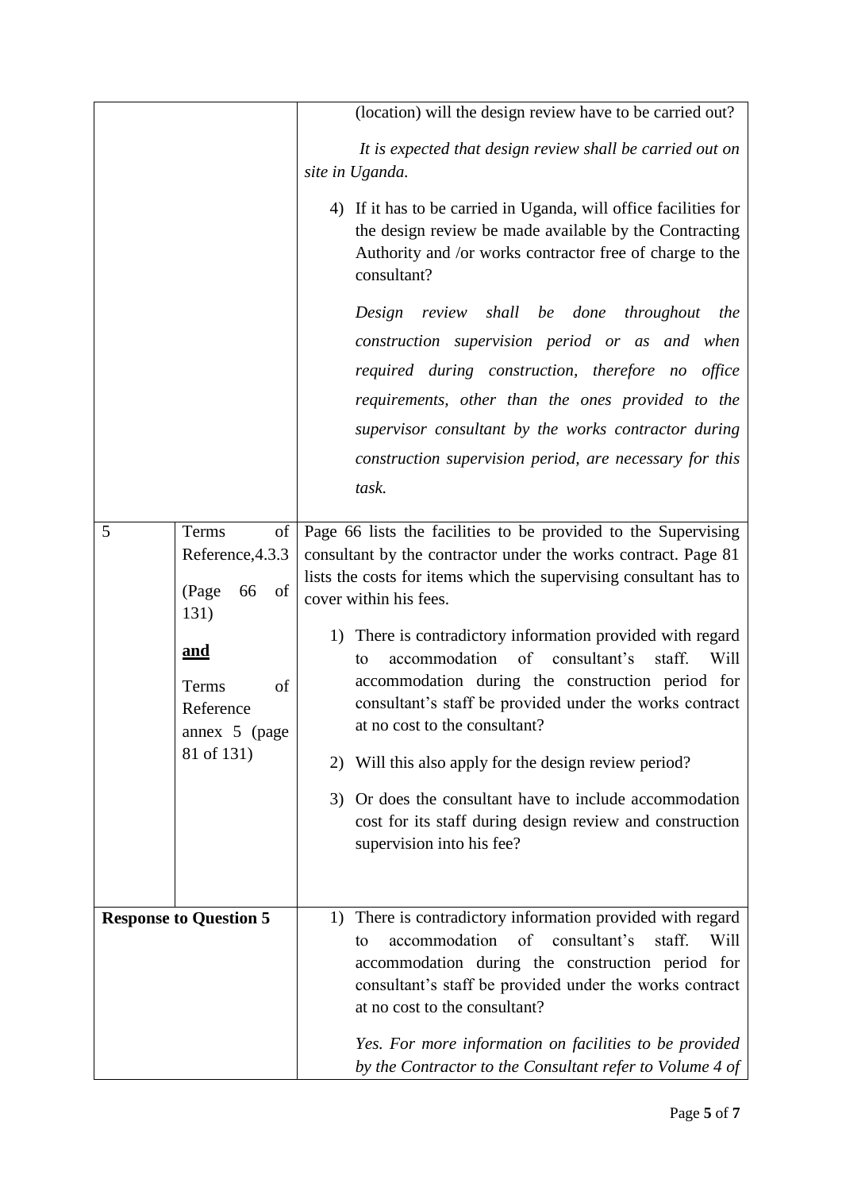| | | |
|---|---|---|
| | | (location) will the design review have to be carried out?<br><br>*It is expected that design review shall be carried out on site in Uganda.*<br><br>4) If it has to be carried in Uganda, will office facilities for the design review be made available by the Contracting Authority and /or works contractor free of charge to the consultant?<br><br>*Design review shall be done throughout the construction supervision period or as and when required during construction, therefore no office requirements, other than the ones provided to the supervisor consultant by the works contractor during construction supervision period, are necessary for this task.* |
| 5 | Terms of Reference,4.3.3 (Page 66 of 131)<br><br>**<u>and</u>**<br><br>Terms of Reference annex 5 (page 81 of 131) | Page 66 lists the facilities to be provided to the Supervising consultant by the contractor under the works contract. Page 81 lists the costs for items which the supervising consultant has to cover within his fees.<br><br>1) There is contradictory information provided with regard to accommodation of consultant's staff. Will accommodation during the construction period for consultant's staff be provided under the works contract at no cost to the consultant?<br><br>2) Will this also apply for the design review period?<br><br>3) Or does the consultant have to include accommodation cost for its staff during design review and construction supervision into his fee? |
| **Response to Question 5** | | 1) There is contradictory information provided with regard to accommodation of consultant's staff. Will accommodation during the construction period for consultant's staff be provided under the works contract at no cost to the consultant?<br><br>*Yes. For more information on facilities to be provided by the Contractor to the Consultant refer to Volume 4 of* |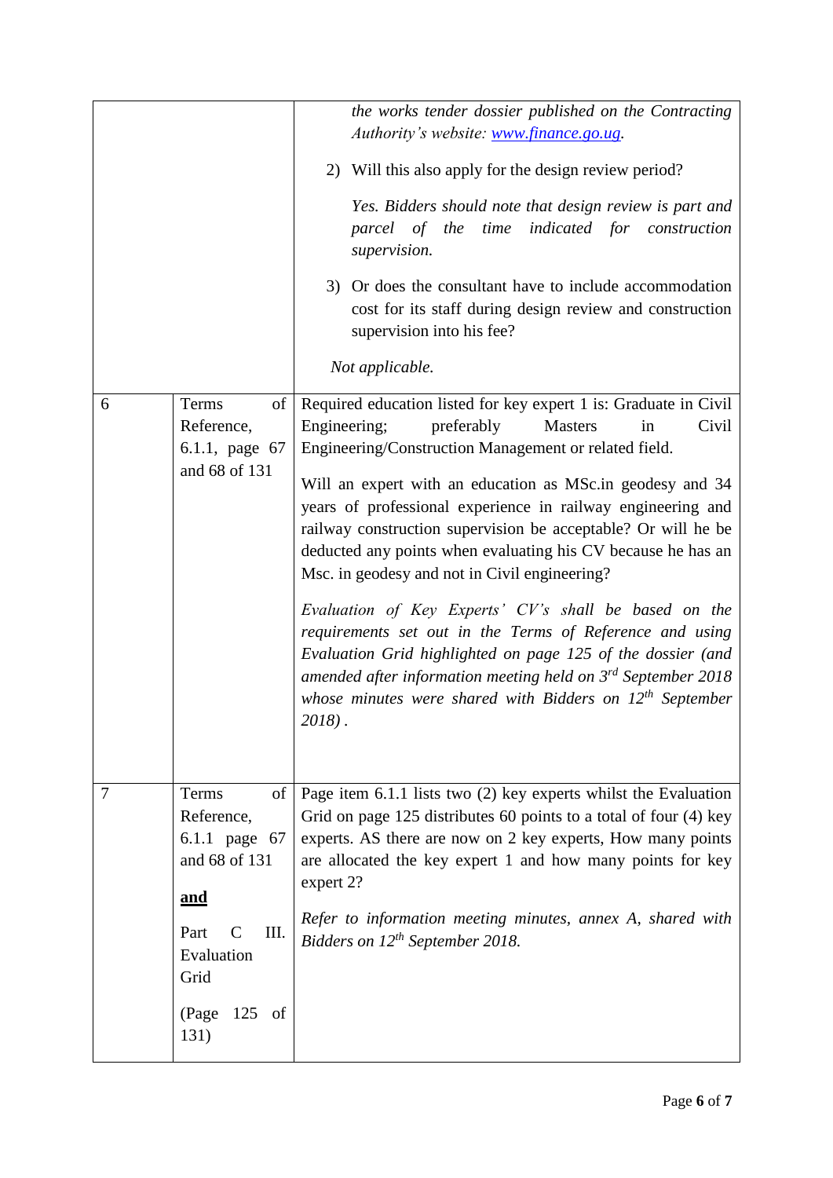| | | |
|---|---|---|
| | | *the works tender dossier published on the Contracting Authority's website: [www.finance.go.ug](http://www.finance.go.ug).*<br><br>2) Will this also apply for the design review period?<br><br>*Yes. Bidders should note that design review is part and parcel of the time indicated for construction supervision.*<br><br>3) Or does the consultant have to include accommodation cost for its staff during design review and construction supervision into his fee?<br><br>*Not applicable.* |
| 6 | Terms of Reference, 6.1.1, page 67 and 68 of 131 | Required education listed for key expert 1 is: Graduate in Civil Engineering; preferably Masters in Civil Engineering/Construction Management or related field.<br><br>Will an expert with an education as MSc.in geodesy and 34 years of professional experience in railway engineering and railway construction supervision be acceptable? Or will he be deducted any points when evaluating his CV because he has an Msc. in geodesy and not in Civil engineering?<br><br>*Evaluation of Key Experts' CV's shall be based on the requirements set out in the Terms of Reference and using Evaluation Grid highlighted on page 125 of the dossier (and amended after information meeting held on 3rd September 2018 whose minutes were shared with Bidders on 12th September 2018).* |
| 7 | Terms of Reference, 6.1.1 page 67 and 68 of 131<br><br>**and**<br><br>Part C III. Evaluation Grid<br><br>(Page 125 of 131) | Page item 6.1.1 lists two (2) key experts whilst the Evaluation Grid on page 125 distributes 60 points to a total of four (4) key experts. AS there are now on 2 key experts, How many points are allocated the key expert 1 and how many points for key expert 2?<br><br>*Refer to information meeting minutes, annex A, shared with Bidders on 12th September 2018.* |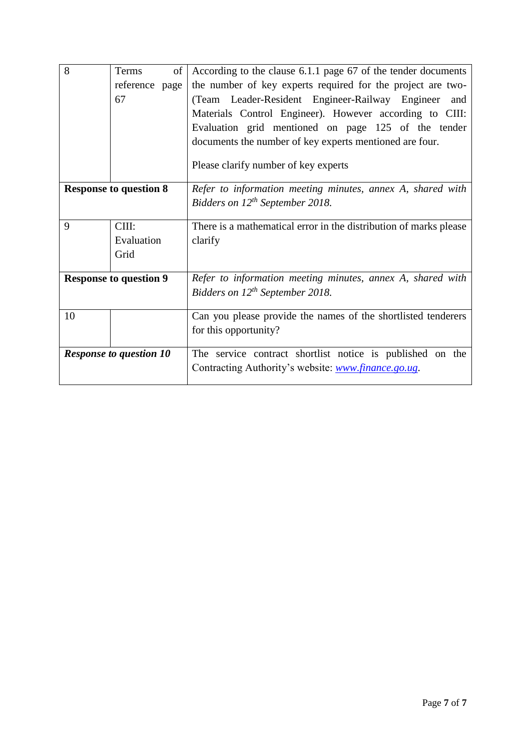| | | |
|---|---|---|
| 8 | Terms of reference page 67 | According to the clause 6.1.1 page 67 of the tender documents the number of key experts required for the project are two- (Team Leader-Resident Engineer-Railway Engineer and Materials Control Engineer). However according to CIII: Evaluation grid mentioned on page 125 of the tender documents the number of key experts mentioned are four.<br><br>Please clarify number of key experts |
| **Response to question 8** | | *Refer to information meeting minutes, annex A, shared with Bidders on 12th September 2018.* |
| 9 | CIII: Evaluation Grid | There is a mathematical error in the distribution of marks please clarify |
| **Response to question 9** | | *Refer to information meeting minutes, annex A, shared with Bidders on 12th September 2018.* |
| 10 | | Can you please provide the names of the shortlisted tenderers for this opportunity? |
| ***Response to question 10*** | | The service contract shortlist notice is published on the Contracting Authority's website: *www.finance.go.ug*. |